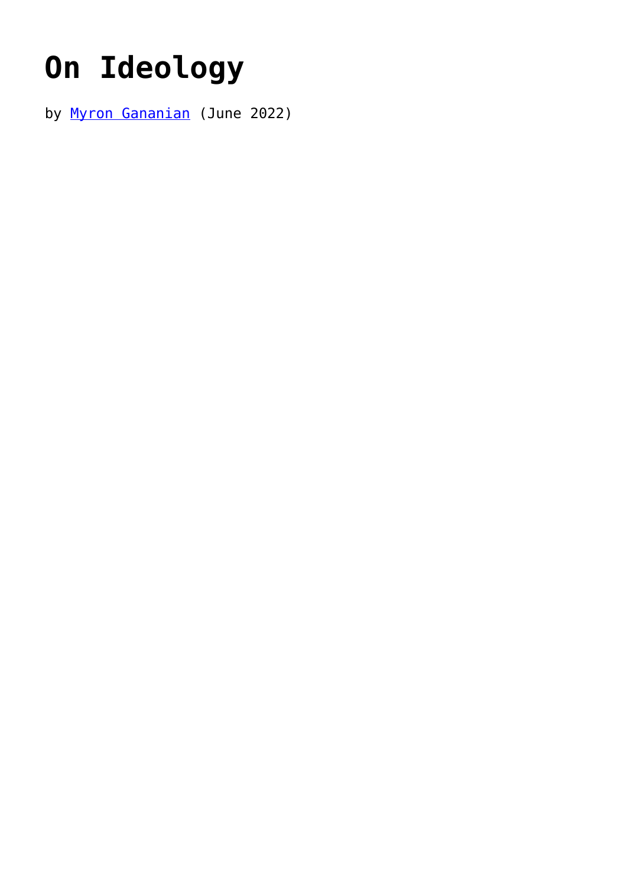# On Ideology

by Myron Gananian (June 2022)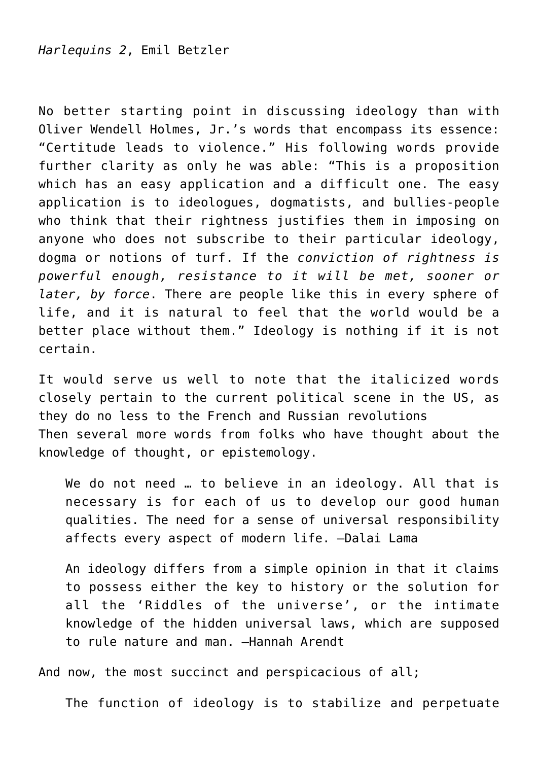*Harlequins 2*, Emil Betzler

No better starting point in discussing ideology than with Oliver Wendell Holmes, Jr.'s words that encompass its essence: "Certitude leads to violence." His following words provide further clarity as only he was able: "This is a proposition which has an easy application and a difficult one. The easy application is to ideologues, dogmatists, and bullies-people who think that their rightness justifies them in imposing on anyone who does not subscribe to their particular ideology, dogma or notions of turf. If the *conviction of rightness is powerful enough, resistance to it will be met, sooner or later, by force*. There are people like this in every sphere of life, and it is natural to feel that the world would be a better place without them." Ideology is nothing if it is not certain.

It would serve us well to note that the italicized words closely pertain to the current political scene in the US, as they do no less to the French and Russian revolutions
Then several more words from folks who have thought about the knowledge of thought, or epistemology.

> We do not need … to believe in an ideology. All that is necessary is for each of us to develop our good human qualities. The need for a sense of universal responsibility affects every aspect of modern life. —Dalai Lama

> An ideology differs from a simple opinion in that it claims to possess either the key to history or the solution for all the 'Riddles of the universe', or the intimate knowledge of the hidden universal laws, which are supposed to rule nature and man. —Hannah Arendt

And now, the most succinct and perspicacious of all;

> The function of ideology is to stabilize and perpetuate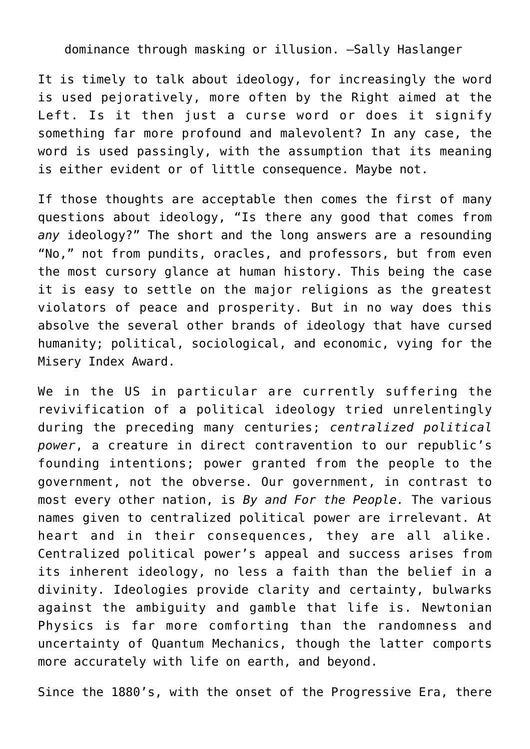dominance through masking or illusion. —Sally Haslanger

It is timely to talk about ideology, for increasingly the word is used pejoratively, more often by the Right aimed at the Left. Is it then just a curse word or does it signify something far more profound and malevolent? In any case, the word is used passingly, with the assumption that its meaning is either evident or of little consequence. Maybe not.

If those thoughts are acceptable then comes the first of many questions about ideology, "Is there any good that comes from *any* ideology?" The short and the long answers are a resounding "No," not from pundits, oracles, and professors, but from even the most cursory glance at human history. This being the case it is easy to settle on the major religions as the greatest violators of peace and prosperity. But in no way does this absolve the several other brands of ideology that have cursed humanity; political, sociological, and economic, vying for the Misery Index Award.

We in the US in particular are currently suffering the revivification of a political ideology tried unrelentingly during the preceding many centuries; *centralized political power*, a creature in direct contravention to our republic's founding intentions; power granted from the people to the government, not the obverse. Our government, in contrast to most every other nation, is *By and For the People.* The various names given to centralized political power are irrelevant. At heart and in their consequences, they are all alike. Centralized political power's appeal and success arises from its inherent ideology, no less a faith than the belief in a divinity. Ideologies provide clarity and certainty, bulwarks against the ambiguity and gamble that life is. Newtonian Physics is far more comforting than the randomness and uncertainty of Quantum Mechanics, though the latter comports more accurately with life on earth, and beyond.

Since the 1880's, with the onset of the Progressive Era, there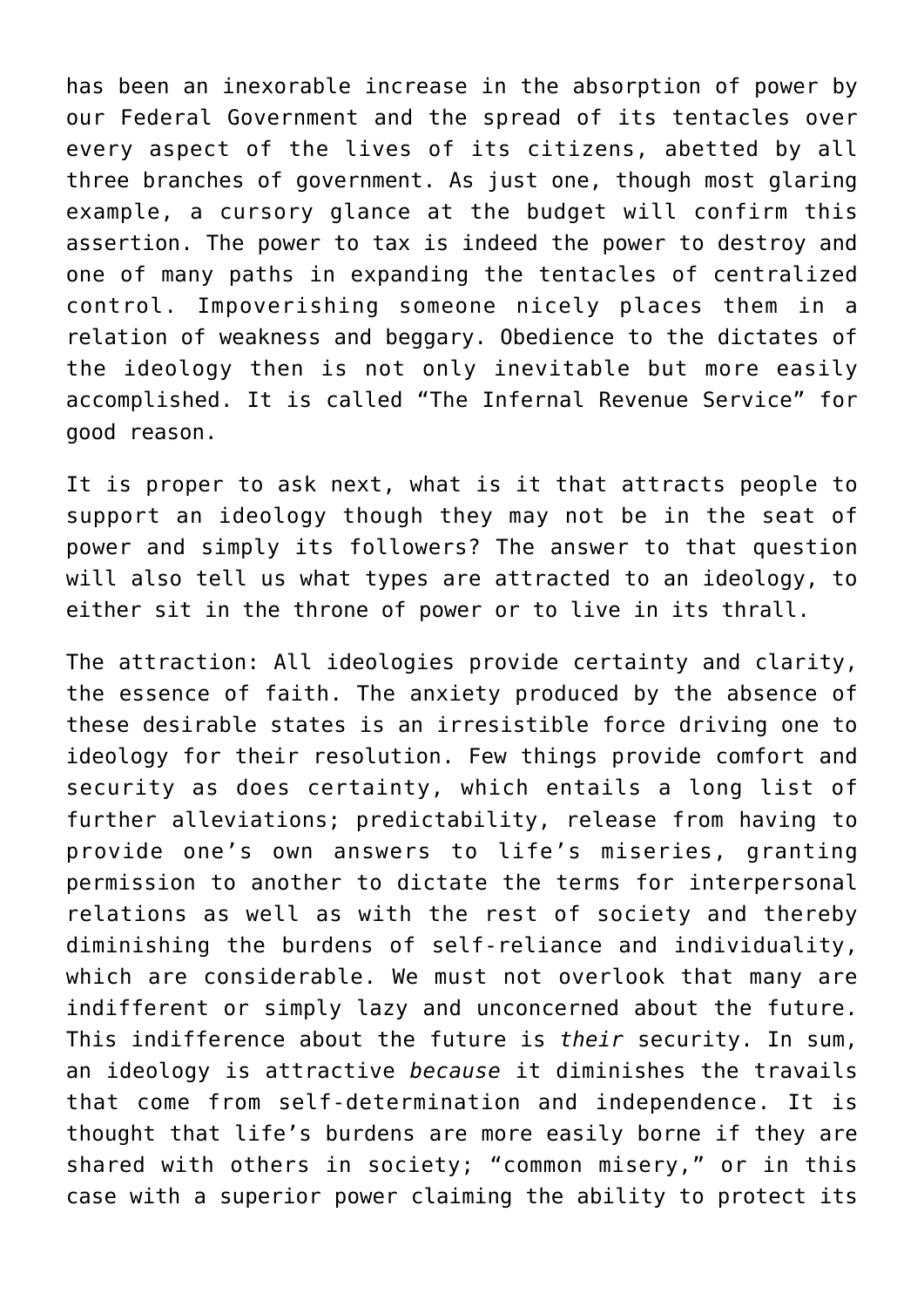has been an inexorable increase in the absorption of power by our Federal Government and the spread of its tentacles over every aspect of the lives of its citizens, abetted by all three branches of government. As just one, though most glaring example, a cursory glance at the budget will confirm this assertion. The power to tax is indeed the power to destroy and one of many paths in expanding the tentacles of centralized control. Impoverishing someone nicely places them in a relation of weakness and beggary. Obedience to the dictates of the ideology then is not only inevitable but more easily accomplished. It is called "The Infernal Revenue Service" for good reason.

It is proper to ask next, what is it that attracts people to support an ideology though they may not be in the seat of power and simply its followers? The answer to that question will also tell us what types are attracted to an ideology, to either sit in the throne of power or to live in its thrall.

The attraction: All ideologies provide certainty and clarity, the essence of faith. The anxiety produced by the absence of these desirable states is an irresistible force driving one to ideology for their resolution. Few things provide comfort and security as does certainty, which entails a long list of further alleviations; predictability, release from having to provide one's own answers to life's miseries, granting permission to another to dictate the terms for interpersonal relations as well as with the rest of society and thereby diminishing the burdens of self-reliance and individuality, which are considerable. We must not overlook that many are indifferent or simply lazy and unconcerned about the future. This indifference about the future is *their* security. In sum, an ideology is attractive *because* it diminishes the travails that come from self-determination and independence. It is thought that life's burdens are more easily borne if they are shared with others in society; "common misery," or in this case with a superior power claiming the ability to protect its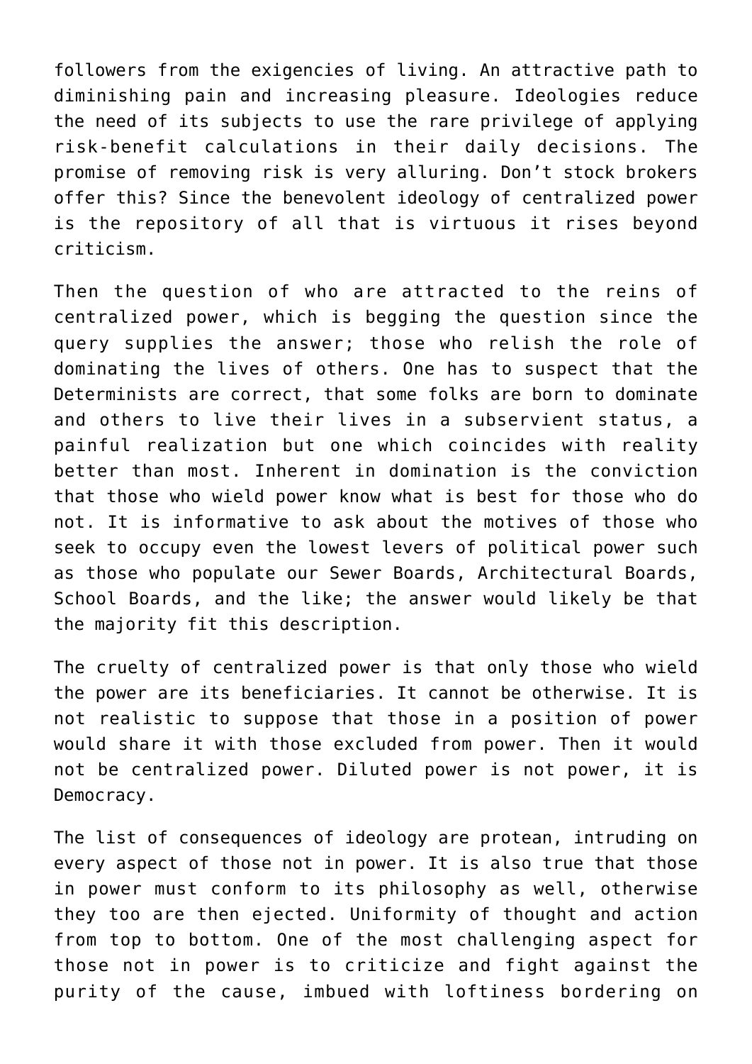followers from the exigencies of living. An attractive path to diminishing pain and increasing pleasure. Ideologies reduce the need of its subjects to use the rare privilege of applying risk-benefit calculations in their daily decisions. The promise of removing risk is very alluring. Don't stock brokers offer this? Since the benevolent ideology of centralized power is the repository of all that is virtuous it rises beyond criticism.

Then the question of who are attracted to the reins of centralized power, which is begging the question since the query supplies the answer; those who relish the role of dominating the lives of others. One has to suspect that the Determinists are correct, that some folks are born to dominate and others to live their lives in a subservient status, a painful realization but one which coincides with reality better than most. Inherent in domination is the conviction that those who wield power know what is best for those who do not. It is informative to ask about the motives of those who seek to occupy even the lowest levers of political power such as those who populate our Sewer Boards, Architectural Boards, School Boards, and the like; the answer would likely be that the majority fit this description.

The cruelty of centralized power is that only those who wield the power are its beneficiaries. It cannot be otherwise. It is not realistic to suppose that those in a position of power would share it with those excluded from power. Then it would not be centralized power. Diluted power is not power, it is Democracy.

The list of consequences of ideology are protean, intruding on every aspect of those not in power. It is also true that those in power must conform to its philosophy as well, otherwise they too are then ejected. Uniformity of thought and action from top to bottom. One of the most challenging aspect for those not in power is to criticize and fight against the purity of the cause, imbued with loftiness bordering on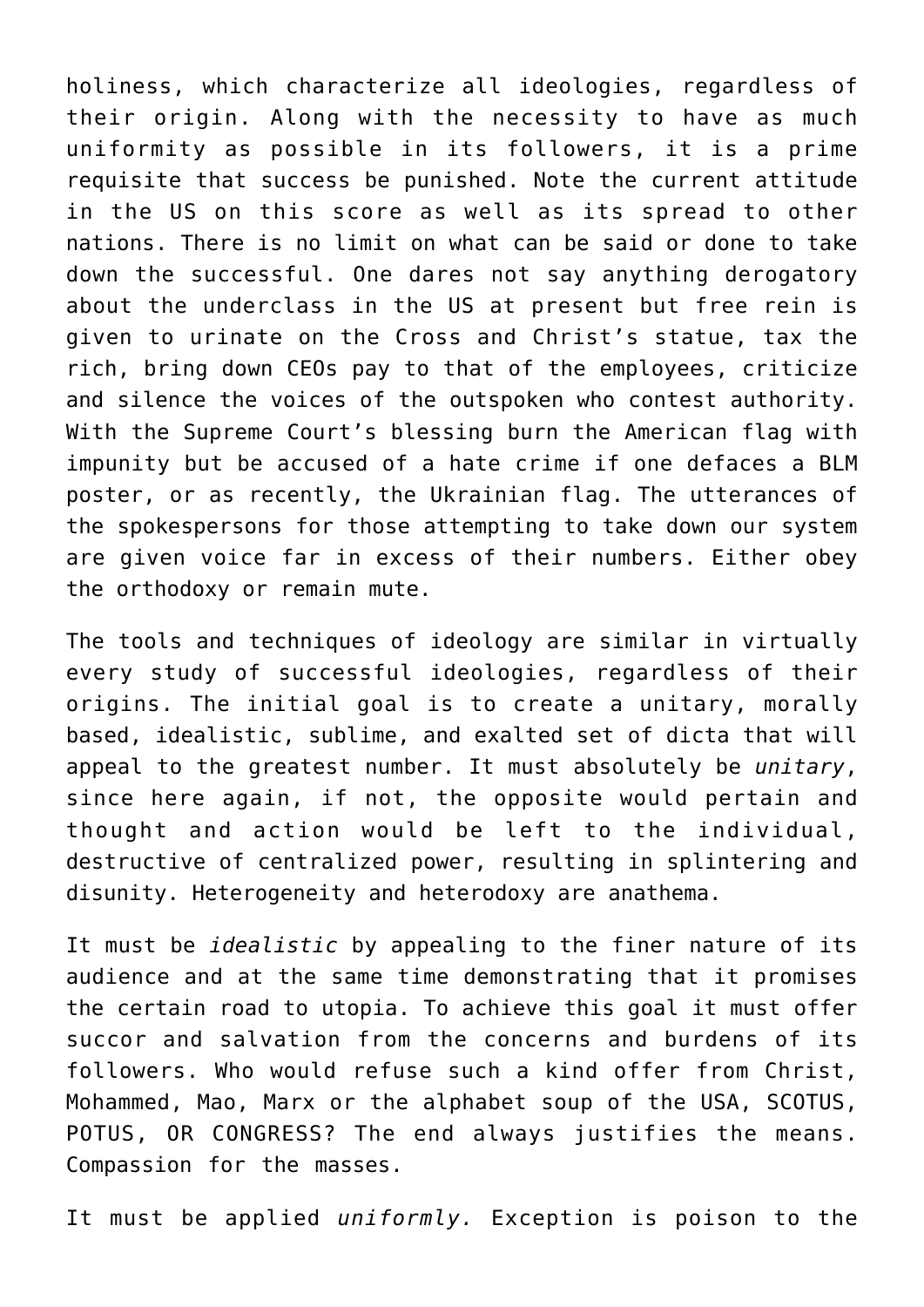holiness, which characterize all ideologies, regardless of their origin. Along with the necessity to have as much uniformity as possible in its followers, it is a prime requisite that success be punished. Note the current attitude in the US on this score as well as its spread to other nations. There is no limit on what can be said or done to take down the successful. One dares not say anything derogatory about the underclass in the US at present but free rein is given to urinate on the Cross and Christ's statue, tax the rich, bring down CEOs pay to that of the employees, criticize and silence the voices of the outspoken who contest authority. With the Supreme Court's blessing burn the American flag with impunity but be accused of a hate crime if one defaces a BLM poster, or as recently, the Ukrainian flag. The utterances of the spokespersons for those attempting to take down our system are given voice far in excess of their numbers. Either obey the orthodoxy or remain mute.

The tools and techniques of ideology are similar in virtually every study of successful ideologies, regardless of their origins. The initial goal is to create a unitary, morally based, idealistic, sublime, and exalted set of dicta that will appeal to the greatest number. It must absolutely be *unitary*, since here again, if not, the opposite would pertain and thought and action would be left to the individual, destructive of centralized power, resulting in splintering and disunity. Heterogeneity and heterodoxy are anathema.

It must be *idealistic* by appealing to the finer nature of its audience and at the same time demonstrating that it promises the certain road to utopia. To achieve this goal it must offer succor and salvation from the concerns and burdens of its followers. Who would refuse such a kind offer from Christ, Mohammed, Mao, Marx or the alphabet soup of the USA, SCOTUS, POTUS, OR CONGRESS? The end always justifies the means. Compassion for the masses.

It must be applied *uniformly.* Exception is poison to the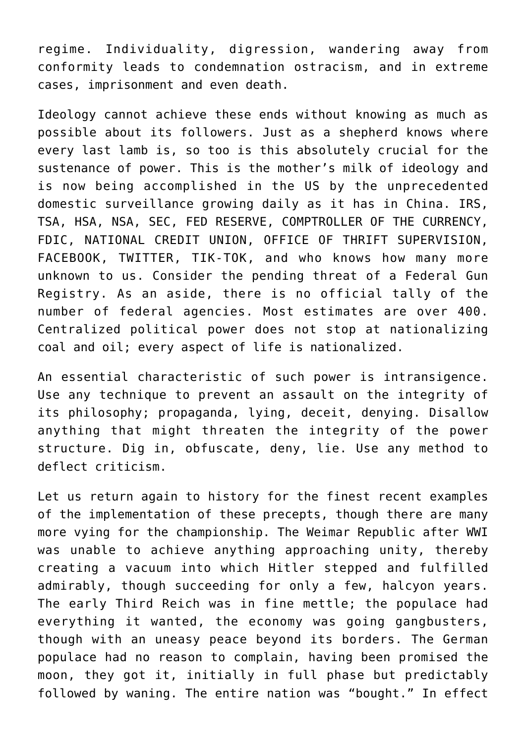regime. Individuality, digression, wandering away from conformity leads to condemnation ostracism, and in extreme cases, imprisonment and even death.

Ideology cannot achieve these ends without knowing as much as possible about its followers. Just as a shepherd knows where every last lamb is, so too is this absolutely crucial for the sustenance of power. This is the mother's milk of ideology and is now being accomplished in the US by the unprecedented domestic surveillance growing daily as it has in China. IRS, TSA, HSA, NSA, SEC, FED RESERVE, COMPTROLLER OF THE CURRENCY, FDIC, NATIONAL CREDIT UNION, OFFICE OF THRIFT SUPERVISION, FACEBOOK, TWITTER, TIK-TOK, and who knows how many more unknown to us. Consider the pending threat of a Federal Gun Registry. As an aside, there is no official tally of the number of federal agencies. Most estimates are over 400. Centralized political power does not stop at nationalizing coal and oil; every aspect of life is nationalized.

An essential characteristic of such power is intransigence. Use any technique to prevent an assault on the integrity of its philosophy; propaganda, lying, deceit, denying. Disallow anything that might threaten the integrity of the power structure. Dig in, obfuscate, deny, lie. Use any method to deflect criticism.

Let us return again to history for the finest recent examples of the implementation of these precepts, though there are many more vying for the championship. The Weimar Republic after WWI was unable to achieve anything approaching unity, thereby creating a vacuum into which Hitler stepped and fulfilled admirably, though succeeding for only a few, halcyon years. The early Third Reich was in fine mettle; the populace had everything it wanted, the economy was going gangbusters, though with an uneasy peace beyond its borders. The German populace had no reason to complain, having been promised the moon, they got it, initially in full phase but predictably followed by waning. The entire nation was "bought." In effect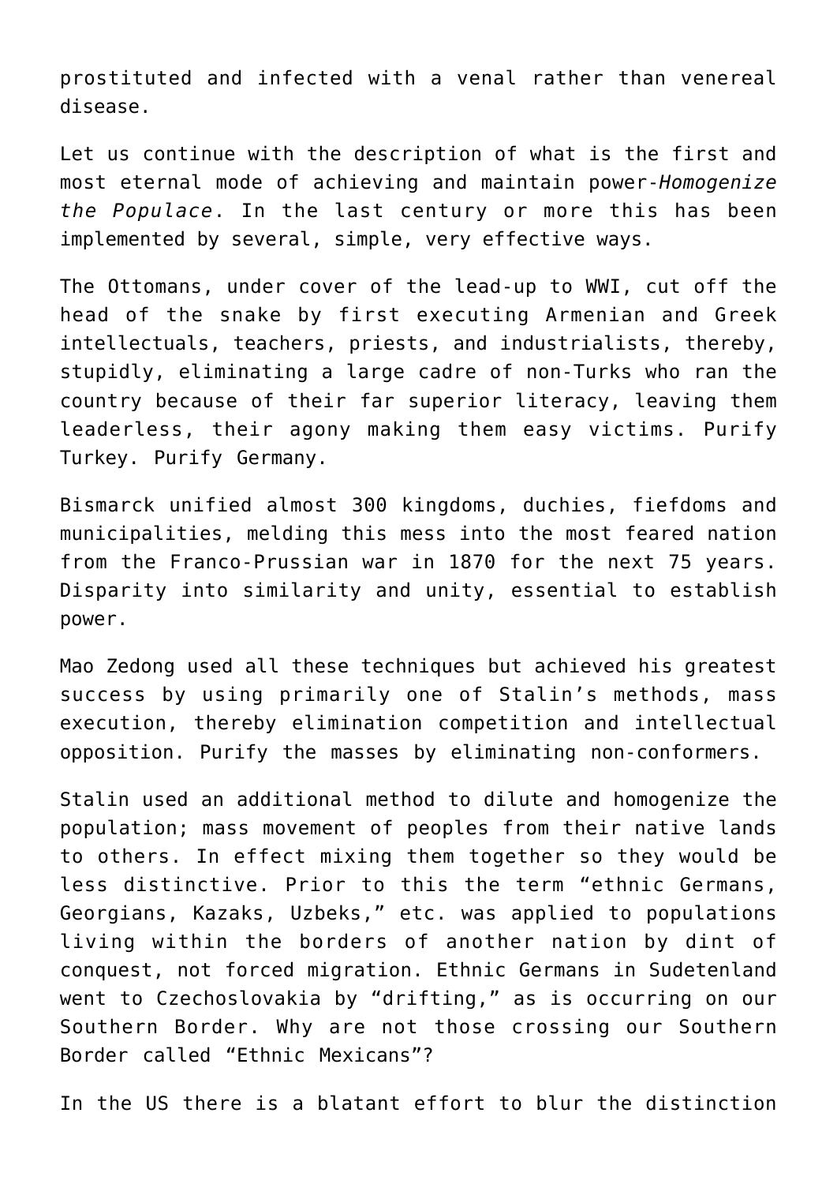prostituted and infected with a venal rather than venereal disease.

Let us continue with the description of what is the first and most eternal mode of achieving and maintain power-*Homogenize the Populace*. In the last century or more this has been implemented by several, simple, very effective ways.

The Ottomans, under cover of the lead-up to WWI, cut off the head of the snake by first executing Armenian and Greek intellectuals, teachers, priests, and industrialists, thereby, stupidly, eliminating a large cadre of non-Turks who ran the country because of their far superior literacy, leaving them leaderless, their agony making them easy victims. Purify Turkey. Purify Germany.

Bismarck unified almost 300 kingdoms, duchies, fiefdoms and municipalities, melding this mess into the most feared nation from the Franco-Prussian war in 1870 for the next 75 years. Disparity into similarity and unity, essential to establish power.

Mao Zedong used all these techniques but achieved his greatest success by using primarily one of Stalin's methods, mass execution, thereby elimination competition and intellectual opposition. Purify the masses by eliminating non-conformers.

Stalin used an additional method to dilute and homogenize the population; mass movement of peoples from their native lands to others. In effect mixing them together so they would be less distinctive. Prior to this the term "ethnic Germans, Georgians, Kazaks, Uzbeks," etc. was applied to populations living within the borders of another nation by dint of conquest, not forced migration. Ethnic Germans in Sudetenland went to Czechoslovakia by "drifting," as is occurring on our Southern Border. Why are not those crossing our Southern Border called "Ethnic Mexicans"?

In the US there is a blatant effort to blur the distinction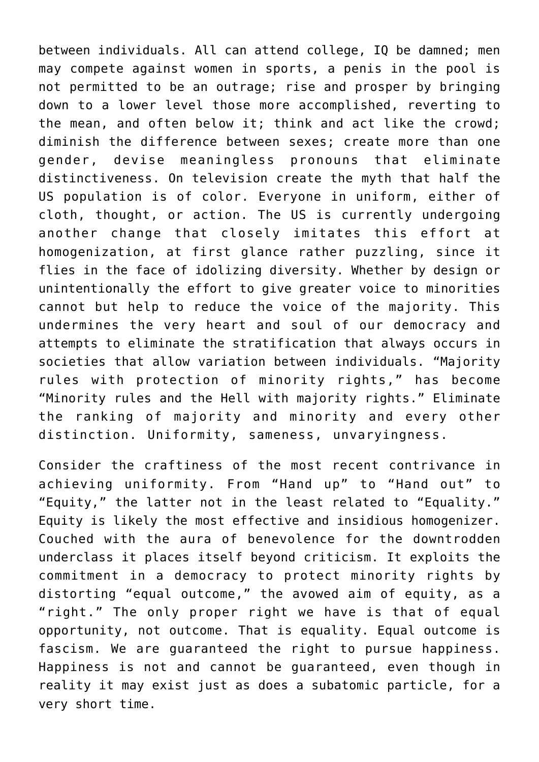between individuals. All can attend college, IQ be damned; men may compete against women in sports, a penis in the pool is not permitted to be an outrage; rise and prosper by bringing down to a lower level those more accomplished, reverting to the mean, and often below it; think and act like the crowd; diminish the difference between sexes; create more than one gender, devise meaningless pronouns that eliminate distinctiveness. On television create the myth that half the US population is of color. Everyone in uniform, either of cloth, thought, or action. The US is currently undergoing another change that closely imitates this effort at homogenization, at first glance rather puzzling, since it flies in the face of idolizing diversity. Whether by design or unintentionally the effort to give greater voice to minorities cannot but help to reduce the voice of the majority. This undermines the very heart and soul of our democracy and attempts to eliminate the stratification that always occurs in societies that allow variation between individuals. "Majority rules with protection of minority rights," has become "Minority rules and the Hell with majority rights." Eliminate the ranking of majority and minority and every other distinction. Uniformity, sameness, unvaryingness.

Consider the craftiness of the most recent contrivance in achieving uniformity. From "Hand up" to "Hand out" to "Equity," the latter not in the least related to "Equality." Equity is likely the most effective and insidious homogenizer. Couched with the aura of benevolence for the downtrodden underclass it places itself beyond criticism. It exploits the commitment in a democracy to protect minority rights by distorting "equal outcome," the avowed aim of equity, as a "right." The only proper right we have is that of equal opportunity, not outcome. That is equality. Equal outcome is fascism. We are guaranteed the right to pursue happiness. Happiness is not and cannot be guaranteed, even though in reality it may exist just as does a subatomic particle, for a very short time.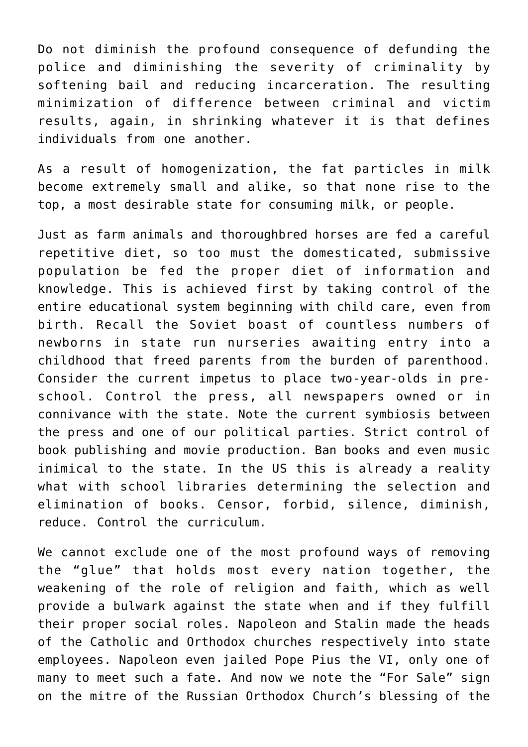Do not diminish the profound consequence of defunding the police and diminishing the severity of criminality by softening bail and reducing incarceration. The resulting minimization of difference between criminal and victim results, again, in shrinking whatever it is that defines individuals from one another.

As a result of homogenization, the fat particles in milk become extremely small and alike, so that none rise to the top, a most desirable state for consuming milk, or people.

Just as farm animals and thoroughbred horses are fed a careful repetitive diet, so too must the domesticated, submissive population be fed the proper diet of information and knowledge. This is achieved first by taking control of the entire educational system beginning with child care, even from birth. Recall the Soviet boast of countless numbers of newborns in state run nurseries awaiting entry into a childhood that freed parents from the burden of parenthood. Consider the current impetus to place two-year-olds in pre-school. Control the press, all newspapers owned or in connivance with the state. Note the current symbiosis between the press and one of our political parties. Strict control of book publishing and movie production. Ban books and even music inimical to the state. In the US this is already a reality what with school libraries determining the selection and elimination of books. Censor, forbid, silence, diminish, reduce. Control the curriculum.

We cannot exclude one of the most profound ways of removing the "glue" that holds most every nation together, the weakening of the role of religion and faith, which as well provide a bulwark against the state when and if they fulfill their proper social roles. Napoleon and Stalin made the heads of the Catholic and Orthodox churches respectively into state employees. Napoleon even jailed Pope Pius the VI, only one of many to meet such a fate. And now we note the "For Sale" sign on the mitre of the Russian Orthodox Church's blessing of the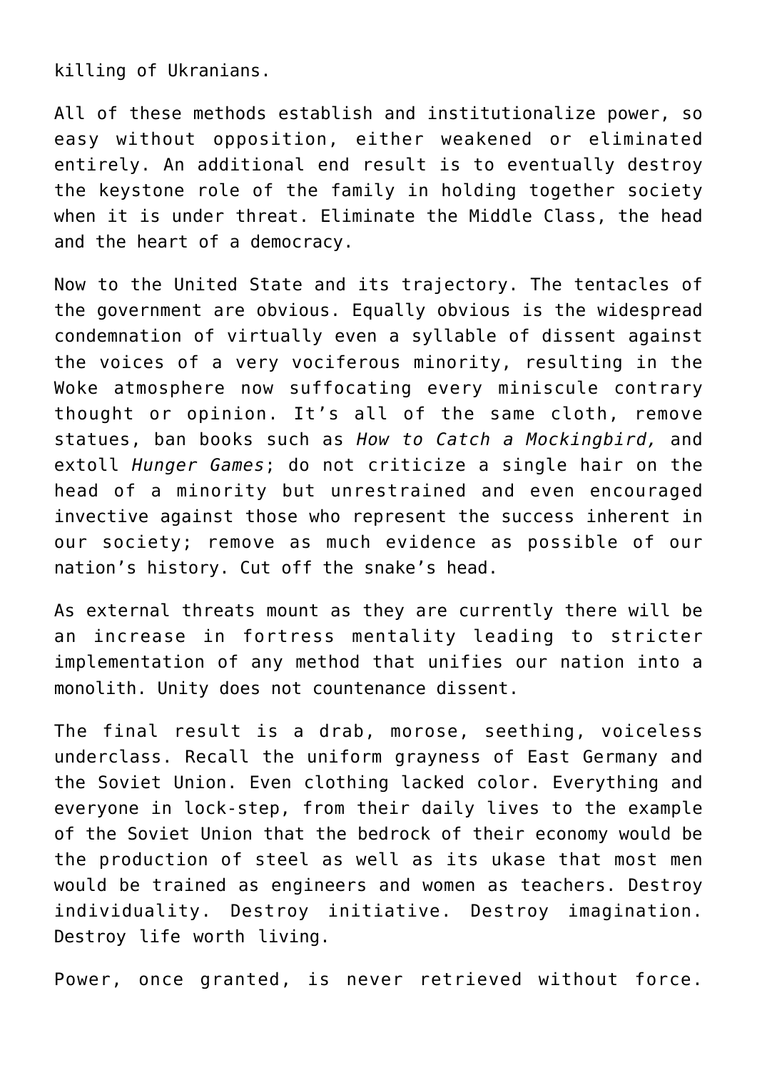killing of Ukranians.

All of these methods establish and institutionalize power, so easy without opposition, either weakened or eliminated entirely. An additional end result is to eventually destroy the keystone role of the family in holding together society when it is under threat. Eliminate the Middle Class, the head and the heart of a democracy.

Now to the United State and its trajectory. The tentacles of the government are obvious. Equally obvious is the widespread condemnation of virtually even a syllable of dissent against the voices of a very vociferous minority, resulting in the Woke atmosphere now suffocating every miniscule contrary thought or opinion. It's all of the same cloth, remove statues, ban books such as *How to Catch a Mockingbird,* and extoll *Hunger Games*; do not criticize a single hair on the head of a minority but unrestrained and even encouraged invective against those who represent the success inherent in our society; remove as much evidence as possible of our nation's history. Cut off the snake's head.

As external threats mount as they are currently there will be an increase in fortress mentality leading to stricter implementation of any method that unifies our nation into a monolith. Unity does not countenance dissent.

The final result is a drab, morose, seething, voiceless underclass. Recall the uniform grayness of East Germany and the Soviet Union. Even clothing lacked color. Everything and everyone in lock-step, from their daily lives to the example of the Soviet Union that the bedrock of their economy would be the production of steel as well as its ukase that most men would be trained as engineers and women as teachers. Destroy individuality. Destroy initiative. Destroy imagination. Destroy life worth living.

Power, once granted, is never retrieved without force.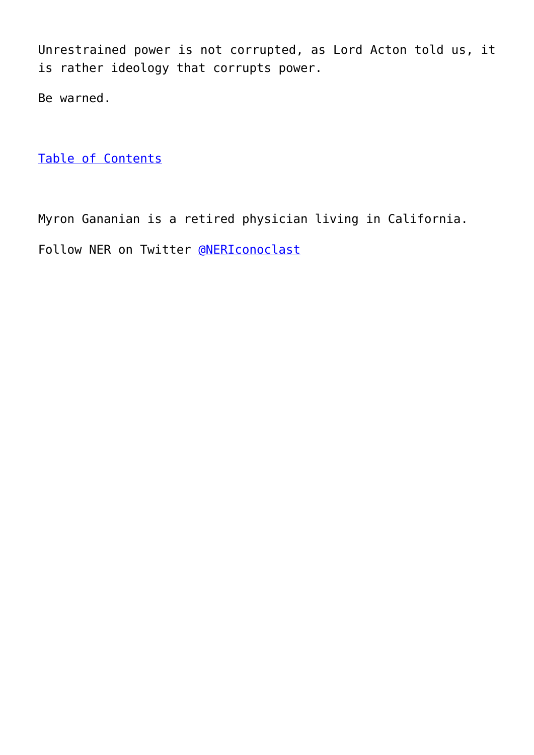Unrestrained power is not corrupted, as Lord Acton told us, it is rather ideology that corrupts power.

Be warned.

[Table of Contents]

Myron Gananian is a retired physician living in California.

Follow NER on Twitter [@NERIconoclast]